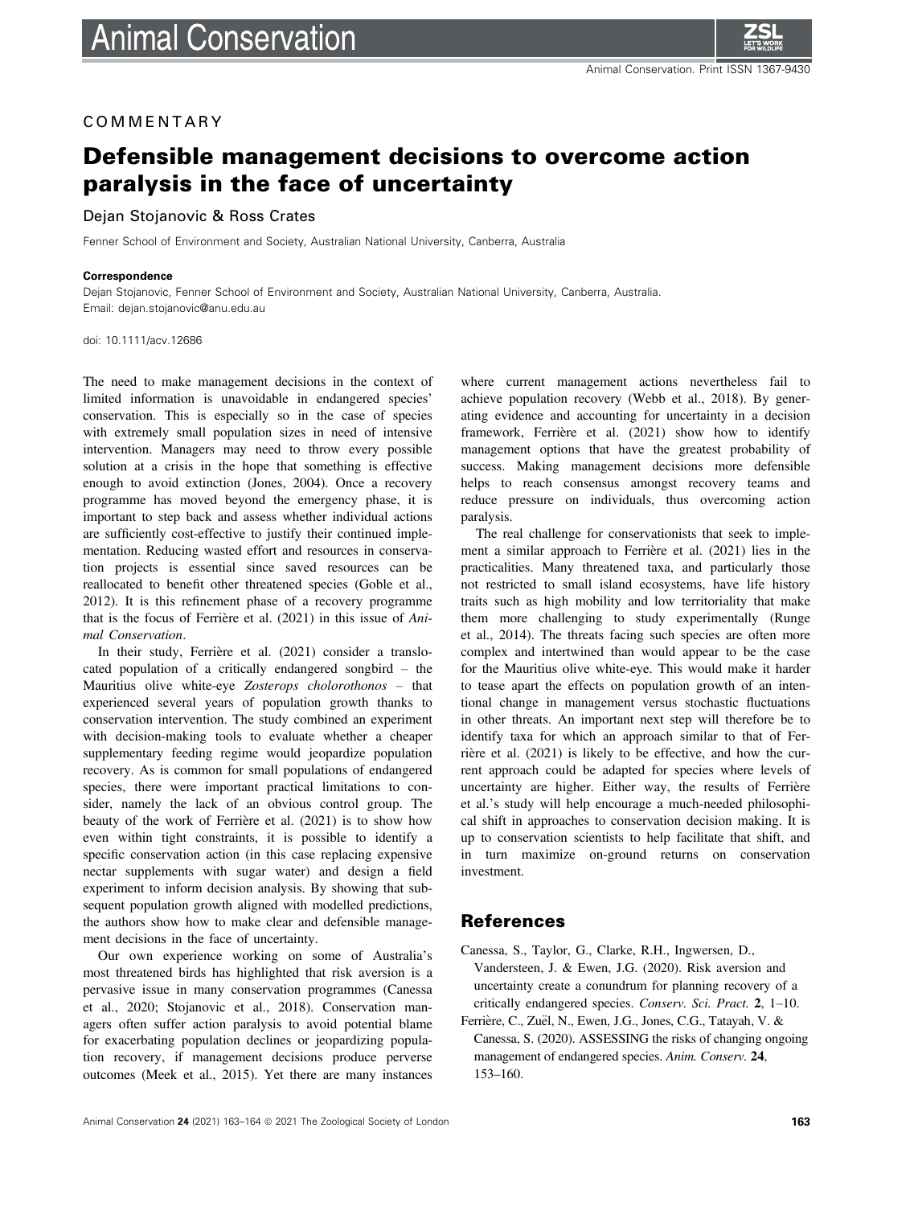COMMENTARY

# Defensible management decisions to overcome action paralysis in the face of uncertainty

Dejan Stojanovic & Ross Crates

Fenner School of Environment and Society, Australian National University, Canberra, Australia

**Correspondence**

Dejan Stojanovic, Fenner School of Environment and Society, Australian National University, Canberra, Australia.
Email: dejan.stojanovic@anu.edu.au

doi: 10.1111/acv.12686

The need to make management decisions in the context of limited information is unavoidable in endangered species' conservation. This is especially so in the case of species with extremely small population sizes in need of intensive intervention. Managers may need to throw every possible solution at a crisis in the hope that something is effective enough to avoid extinction (Jones, 2004). Once a recovery programme has moved beyond the emergency phase, it is important to step back and assess whether individual actions are sufficiently cost-effective to justify their continued implementation. Reducing wasted effort and resources in conservation projects is essential since saved resources can be reallocated to benefit other threatened species (Goble et al., 2012). It is this refinement phase of a recovery programme that is the focus of Ferrière et al. (2021) in this issue of *Animal Conservation*.

In their study, Ferrière et al. (2021) consider a translocated population of a critically endangered songbird – the Mauritius olive white-eye *Zosterops chlorothonos* – that experienced several years of population growth thanks to conservation intervention. The study combined an experiment with decision-making tools to evaluate whether a cheaper supplementary feeding regime would jeopardize population recovery. As is common for small populations of endangered species, there were important practical limitations to consider, namely the lack of an obvious control group. The beauty of the work of Ferrière et al. (2021) is to show how even within tight constraints, it is possible to identify a specific conservation action (in this case replacing expensive nectar supplements with sugar water) and design a field experiment to inform decision analysis. By showing that subsequent population growth aligned with modelled predictions, the authors show how to make clear and defensible management decisions in the face of uncertainty.

Our own experience working on some of Australia's most threatened birds has highlighted that risk aversion is a pervasive issue in many conservation programmes (Canessa et al., 2020; Stojanovic et al., 2018). Conservation managers often suffer action paralysis to avoid potential blame for exacerbating population declines or jeopardizing population recovery, if management decisions produce perverse outcomes (Meek et al., 2015). Yet there are many instances where current management actions nevertheless fail to achieve population recovery (Webb et al., 2018). By generating evidence and accounting for uncertainty in a decision framework, Ferrière et al. (2021) show how to identify management options that have the greatest probability of success. Making management decisions more defensible helps to reach consensus amongst recovery teams and reduce pressure on individuals, thus overcoming action paralysis.

The real challenge for conservationists that seek to implement a similar approach to Ferrière et al. (2021) lies in the practicalities. Many threatened taxa, and particularly those not restricted to small island ecosystems, have life history traits such as high mobility and low territoriality that make them more challenging to study experimentally (Runge et al., 2014). The threats facing such species are often more complex and intertwined than would appear to be the case for the Mauritius olive white-eye. This would make it harder to tease apart the effects on population growth of an intentional change in management versus stochastic fluctuations in other threats. An important next step will therefore be to identify taxa for which an approach similar to that of Ferrière et al. (2021) is likely to be effective, and how the current approach could be adapted for species where levels of uncertainty are higher. Either way, the results of Ferrière et al.'s study will help encourage a much-needed philosophical shift in approaches to conservation decision making. It is up to conservation scientists to help facilitate that shift, and in turn maximize on-ground returns on conservation investment.

## References

Canessa, S., Taylor, G., Clarke, R.H., Ingwersen, D., Vandersteen, J. & Ewen, J.G. (2020). Risk aversion and uncertainty create a conundrum for planning recovery of a critically endangered species. *Conserv. Sci. Pract.* **2**, 1–10.

Ferrière, C., Zuël, N., Ewen, J.G., Jones, C.G., Tatayah, V. & Canessa, S. (2020). ASSESSING the risks of changing ongoing management of endangered species. *Anim. Conserv.* **24**, 153–160.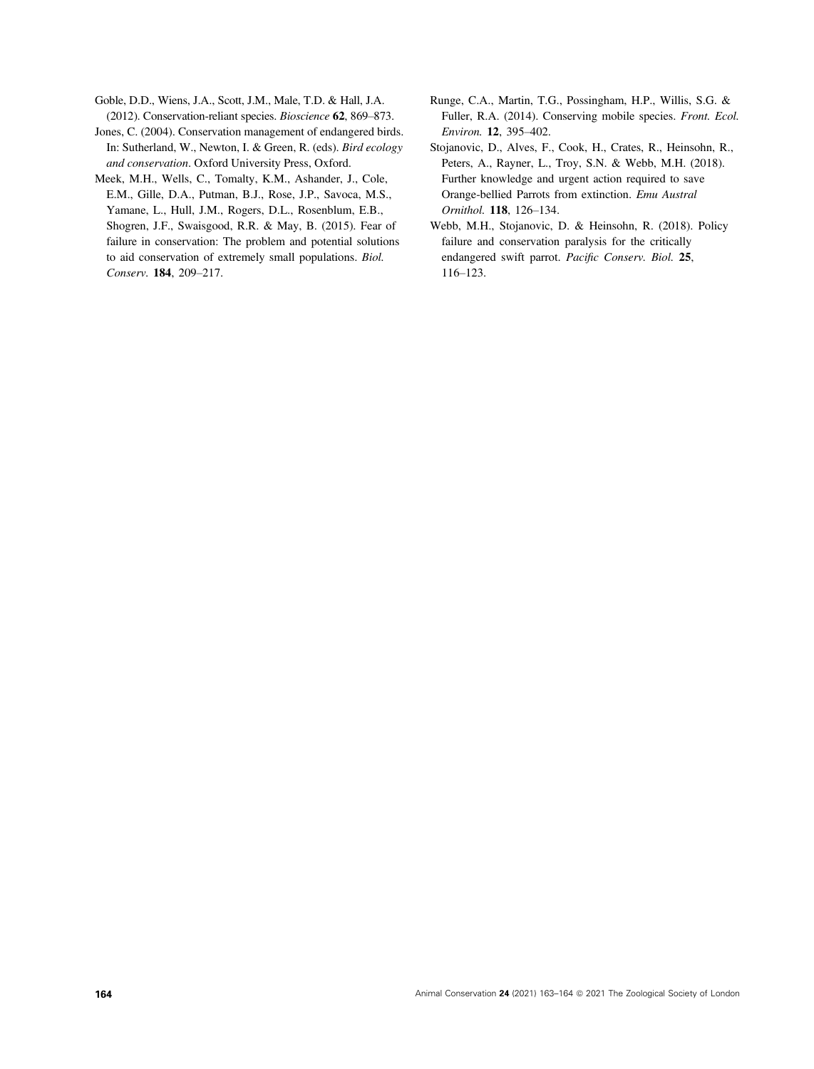Goble, D.D., Wiens, J.A., Scott, J.M., Male, T.D. & Hall, J.A. (2012). Conservation-reliant species. *Bioscience* **62**, 869–873.

Jones, C. (2004). Conservation management of endangered birds. In: Sutherland, W., Newton, I. & Green, R. (eds). *Bird ecology and conservation*. Oxford University Press, Oxford.

Meek, M.H., Wells, C., Tomalty, K.M., Ashander, J., Cole, E.M., Gille, D.A., Putman, B.J., Rose, J.P., Savoca, M.S., Yamane, L., Hull, J.M., Rogers, D.L., Rosenblum, E.B., Shogren, J.F., Swaisgood, R.R. & May, B. (2015). Fear of failure in conservation: The problem and potential solutions to aid conservation of extremely small populations. *Biol. Conserv*. **184**, 209–217.

Runge, C.A., Martin, T.G., Possingham, H.P., Willis, S.G. & Fuller, R.A. (2014). Conserving mobile species. *Front. Ecol. Environ.* **12**, 395–402.

Stojanovic, D., Alves, F., Cook, H., Crates, R., Heinsohn, R., Peters, A., Rayner, L., Troy, S.N. & Webb, M.H. (2018). Further knowledge and urgent action required to save Orange-bellied Parrots from extinction. *Emu Austral Ornithol.* **118**, 126–134.

Webb, M.H., Stojanovic, D. & Heinsohn, R. (2018). Policy failure and conservation paralysis for the critically endangered swift parrot. *Pacific Conserv. Biol.* **25**, 116–123.